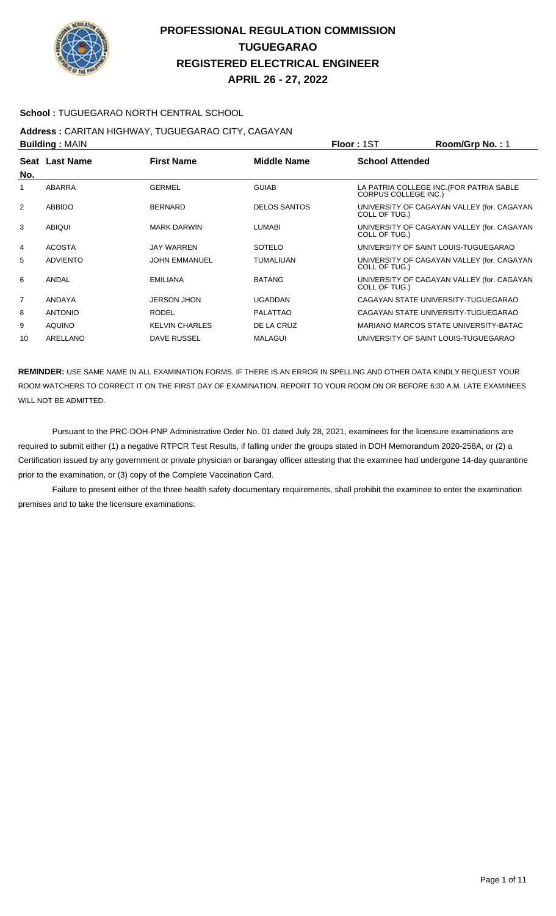# PROFESSIONAL REGULATION COMMISSION
## TUGUEGARAO
## REGISTERED ELECTRICAL ENGINEER
## APRIL 26 - 27, 2022

**School :** TUGUEGARAO NORTH CENTRAL SCHOOL

**Address :** CARITAN HIGHWAY, TUGUEGARAO CITY, CAGAYAN

**Building :** MAIN **Floor :** 1ST **Room/Grp No. :** 1

| Seat No. | Last Name | First Name | Middle Name | School Attended |
|---|---|---|---|---|
| 1 | ABARRA | GERMEL | GUIAB | LA PATRIA COLLEGE INC.(FOR PATRIA SABLE CORPUS COLLEGE INC.) |
| 2 | ABBIDO | BERNARD | DELOS SANTOS | UNIVERSITY OF CAGAYAN VALLEY (for. CAGAYAN COLL OF TUG.) |
| 3 | ABIQUI | MARK DARWIN | LUMABI | UNIVERSITY OF CAGAYAN VALLEY (for. CAGAYAN COLL OF TUG.) |
| 4 | ACOSTA | JAY WARREN | SOTELO | UNIVERSITY OF SAINT LOUIS-TUGUEGARAO |
| 5 | ADVIENTO | JOHN EMMANUEL | TUMALIUAN | UNIVERSITY OF CAGAYAN VALLEY (for. CAGAYAN COLL OF TUG.) |
| 6 | ANDAL | EMILIANA | BATANG | UNIVERSITY OF CAGAYAN VALLEY (for. CAGAYAN COLL OF TUG.) |
| 7 | ANDAYA | JERSON JHON | UGADDAN | CAGAYAN STATE UNIVERSITY-TUGUEGARAO |
| 8 | ANTONIO | RODEL | PALATTAO | CAGAYAN STATE UNIVERSITY-TUGUEGARAO |
| 9 | AQUINO | KELVIN CHARLES | DE LA CRUZ | MARIANO MARCOS STATE UNIVERSITY-BATAC |
| 10 | ARELLANO | DAVE RUSSEL | MALAGUI | UNIVERSITY OF SAINT LOUIS-TUGUEGARAO |

**REMINDER:** USE SAME NAME IN ALL EXAMINATION FORMS. IF THERE IS AN ERROR IN SPELLING AND OTHER DATA KINDLY REQUEST YOUR ROOM WATCHERS TO CORRECT IT ON THE FIRST DAY OF EXAMINATION. REPORT TO YOUR ROOM ON OR BEFORE 6:30 A.M. LATE EXAMINEES WILL NOT BE ADMITTED.

Pursuant to the PRC-DOH-PNP Administrative Order No. 01 dated July 28, 2021, examinees for the licensure examinations are required to submit either (1) a negative RTPCR Test Results, if falling under the groups stated in DOH Memorandum 2020-258A, or (2) a Certification issued by any government or private physician or barangay officer attesting that the examinee had undergone 14-day quarantine prior to the examination, or (3) copy of the Complete Vaccination Card.

Failure to present either of the three health safety documentary requirements, shall prohibit the examinee to enter the examination premises and to take the licensure examinations.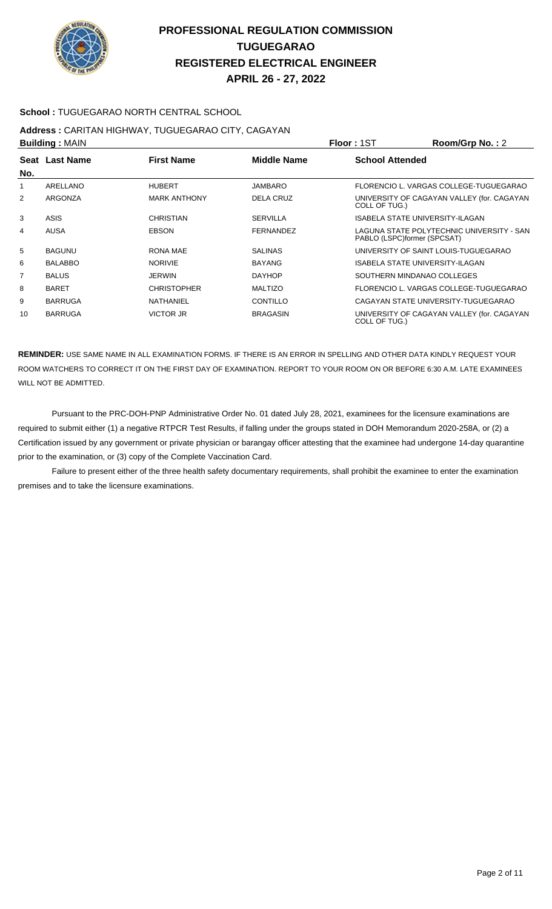# PROFESSIONAL REGULATION COMMISSION
# TUGUEGARAO
# REGISTERED ELECTRICAL ENGINEER
# APRIL 26 - 27, 2022

**School :** TUGUEGARAO NORTH CENTRAL SCHOOL

**Address :** CARITAN HIGHWAY, TUGUEGARAO CITY, CAGAYAN

**Building :** MAIN **Floor :** 1ST **Room/Grp No. :** 2

| Seat No. | Last Name | First Name | Middle Name | School Attended |
|---|---|---|---|---|
| 1 | ARELLANO | HUBERT | JAMBARO | FLORENCIO L. VARGAS COLLEGE-TUGUEGARAO |
| 2 | ARGONZA | MARK ANTHONY | DELA CRUZ | UNIVERSITY OF CAGAYAN VALLEY (for. CAGAYAN COLL OF TUG.) |
| 3 | ASIS | CHRISTIAN | SERVILLA | ISABELA STATE UNIVERSITY-ILAGAN |
| 4 | AUSA | EBSON | FERNANDEZ | LAGUNA STATE POLYTECHNIC UNIVERSITY - SAN PABLO (LSPC)former (SPCSAT) |
| 5 | BAGUNU | RONA MAE | SALINAS | UNIVERSITY OF SAINT LOUIS-TUGUEGARAO |
| 6 | BALABBO | NORIVIE | BAYANG | ISABELA STATE UNIVERSITY-ILAGAN |
| 7 | BALUS | JERWIN | DAYHOP | SOUTHERN MINDANAO COLLEGES |
| 8 | BARET | CHRISTOPHER | MALTIZO | FLORENCIO L. VARGAS COLLEGE-TUGUEGARAO |
| 9 | BARRUGA | NATHANIEL | CONTILLO | CAGAYAN STATE UNIVERSITY-TUGUEGARAO |
| 10 | BARRUGA | VICTOR JR | BRAGASIN | UNIVERSITY OF CAGAYAN VALLEY (for. CAGAYAN COLL OF TUG.) |

**REMINDER:** USE SAME NAME IN ALL EXAMINATION FORMS. IF THERE IS AN ERROR IN SPELLING AND OTHER DATA KINDLY REQUEST YOUR ROOM WATCHERS TO CORRECT IT ON THE FIRST DAY OF EXAMINATION. REPORT TO YOUR ROOM ON OR BEFORE 6:30 A.M. LATE EXAMINEES WILL NOT BE ADMITTED.

Pursuant to the PRC-DOH-PNP Administrative Order No. 01 dated July 28, 2021, examinees for the licensure examinations are required to submit either (1) a negative RTPCR Test Results, if falling under the groups stated in DOH Memorandum 2020-258A, or (2) a Certification issued by any government or private physician or barangay officer attesting that the examinee had undergone 14-day quarantine prior to the examination, or (3) copy of the Complete Vaccination Card.

Failure to present either of the three health safety documentary requirements, shall prohibit the examinee to enter the examination premises and to take the licensure examinations.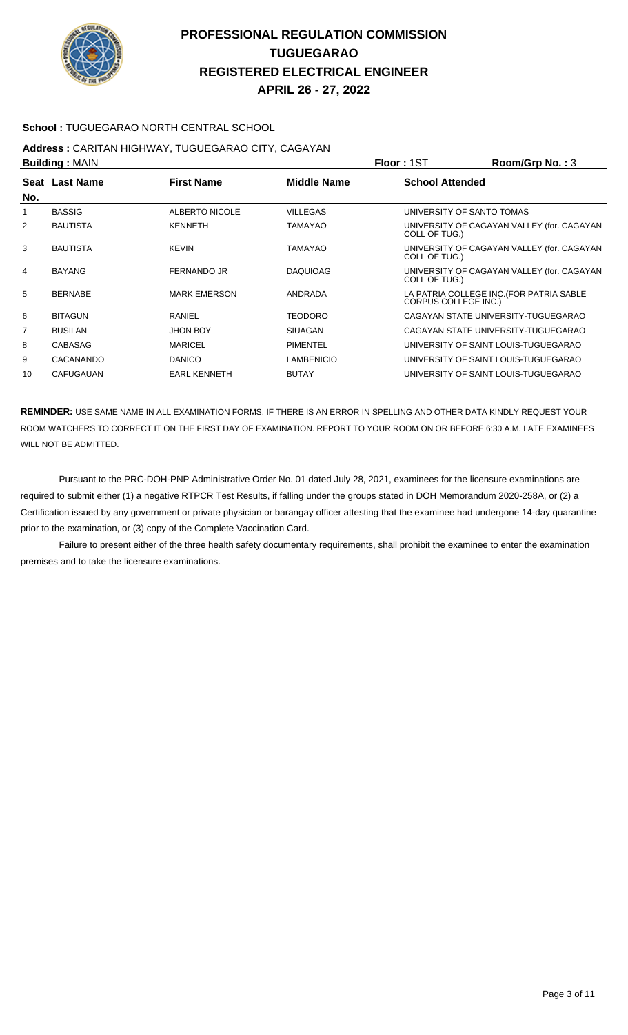# PROFESSIONAL REGULATION COMMISSION
## TUGUEGARAO
## REGISTERED ELECTRICAL ENGINEER
## APRIL 26 - 27, 2022

**School :** TUGUEGARAO NORTH CENTRAL SCHOOL

**Address :** CARITAN HIGHWAY, TUGUEGARAO CITY, CAGAYAN

**Building :** MAIN　　**Floor :** 1ST　　**Room/Grp No. :** 3

| Seat No. | Last Name | First Name | Middle Name | School Attended |
|---|---|---|---|---|
| 1 | BASSIG | ALBERTO NICOLE | VILLEGAS | UNIVERSITY OF SANTO TOMAS |
| 2 | BAUTISTA | KENNETH | TAMAYAO | UNIVERSITY OF CAGAYAN VALLEY (for. CAGAYAN COLL OF TUG.) |
| 3 | BAUTISTA | KEVIN | TAMAYAO | UNIVERSITY OF CAGAYAN VALLEY (for. CAGAYAN COLL OF TUG.) |
| 4 | BAYANG | FERNANDO JR | DAQUIOAG | UNIVERSITY OF CAGAYAN VALLEY (for. CAGAYAN COLL OF TUG.) |
| 5 | BERNABE | MARK EMERSON | ANDRADA | LA PATRIA COLLEGE INC.(FOR PATRIA SABLE CORPUS COLLEGE INC.) |
| 6 | BITAGUN | RANIEL | TEODORO | CAGAYAN STATE UNIVERSITY-TUGUEGARAO |
| 7 | BUSILAN | JHON BOY | SIUAGAN | CAGAYAN STATE UNIVERSITY-TUGUEGARAO |
| 8 | CABASAG | MARICEL | PIMENTEL | UNIVERSITY OF SAINT LOUIS-TUGUEGARAO |
| 9 | CACANANDO | DANICO | LAMBENICIO | UNIVERSITY OF SAINT LOUIS-TUGUEGARAO |
| 10 | CAFUGAUAN | EARL KENNETH | BUTAY | UNIVERSITY OF SAINT LOUIS-TUGUEGARAO |

**REMINDER:** USE SAME NAME IN ALL EXAMINATION FORMS. IF THERE IS AN ERROR IN SPELLING AND OTHER DATA KINDLY REQUEST YOUR ROOM WATCHERS TO CORRECT IT ON THE FIRST DAY OF EXAMINATION. REPORT TO YOUR ROOM ON OR BEFORE 6:30 A.M. LATE EXAMINEES WILL NOT BE ADMITTED.

Pursuant to the PRC-DOH-PNP Administrative Order No. 01 dated July 28, 2021, examinees for the licensure examinations are required to submit either (1) a negative RTPCR Test Results, if falling under the groups stated in DOH Memorandum 2020-258A, or (2) a Certification issued by any government or private physician or barangay officer attesting that the examinee had undergone 14-day quarantine prior to the examination, or (3) copy of the Complete Vaccination Card.

Failure to present either of the three health safety documentary requirements, shall prohibit the examinee to enter the examination premises and to take the licensure examinations.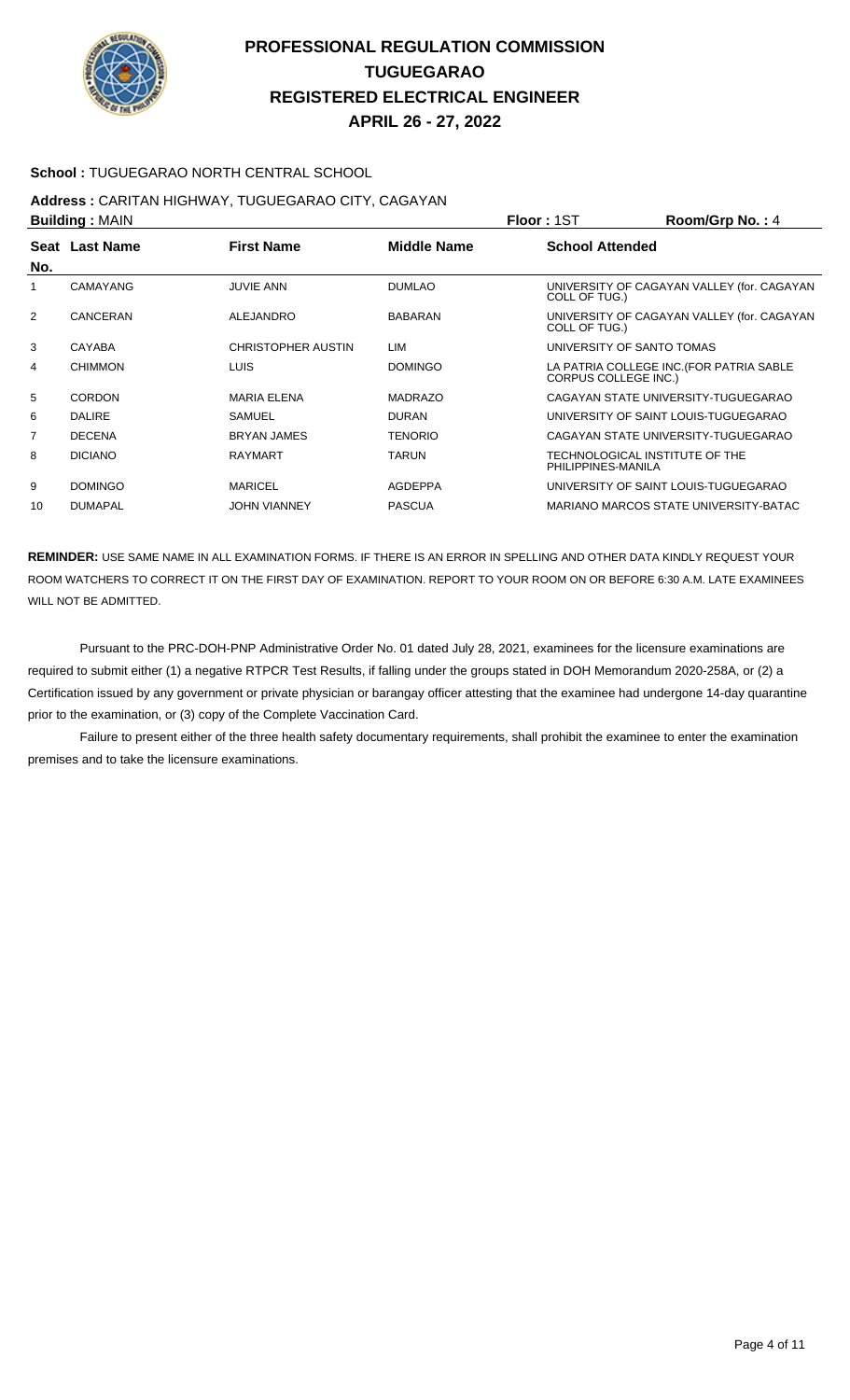# PROFESSIONAL REGULATION COMMISSION
# TUGUEGARAO
# REGISTERED ELECTRICAL ENGINEER
# APRIL 26 - 27, 2022

**School :** TUGUEGARAO NORTH CENTRAL SCHOOL

**Address :** CARITAN HIGHWAY, TUGUEGARAO CITY, CAGAYAN

**Building :** MAIN **Floor :** 1ST **Room/Grp No. :** 4

| Seat No. | Last Name | First Name | Middle Name | School Attended |
|---|---|---|---|---|
| 1 | CAMAYANG | JUVIE ANN | DUMLAO | UNIVERSITY OF CAGAYAN VALLEY (for. CAGAYAN COLL OF TUG.) |
| 2 | CANCERAN | ALEJANDRO | BABARAN | UNIVERSITY OF CAGAYAN VALLEY (for. CAGAYAN COLL OF TUG.) |
| 3 | CAYABA | CHRISTOPHER AUSTIN | LIM | UNIVERSITY OF SANTO TOMAS |
| 4 | CHIMMON | LUIS | DOMINGO | LA PATRIA COLLEGE INC.(FOR PATRIA SABLE CORPUS COLLEGE INC.) |
| 5 | CORDON | MARIA ELENA | MADRAZO | CAGAYAN STATE UNIVERSITY-TUGUEGARAO |
| 6 | DALIRE | SAMUEL | DURAN | UNIVERSITY OF SAINT LOUIS-TUGUEGARAO |
| 7 | DECENA | BRYAN JAMES | TENORIO | CAGAYAN STATE UNIVERSITY-TUGUEGARAO |
| 8 | DICIANO | RAYMART | TARUN | TECHNOLOGICAL INSTITUTE OF THE PHILIPPINES-MANILA |
| 9 | DOMINGO | MARICEL | AGDEPPA | UNIVERSITY OF SAINT LOUIS-TUGUEGARAO |
| 10 | DUMAPAL | JOHN VIANNEY | PASCUA | MARIANO MARCOS STATE UNIVERSITY-BATAC |

**REMINDER:** USE SAME NAME IN ALL EXAMINATION FORMS. IF THERE IS AN ERROR IN SPELLING AND OTHER DATA KINDLY REQUEST YOUR ROOM WATCHERS TO CORRECT IT ON THE FIRST DAY OF EXAMINATION. REPORT TO YOUR ROOM ON OR BEFORE 6:30 A.M. LATE EXAMINEES WILL NOT BE ADMITTED.

Pursuant to the PRC-DOH-PNP Administrative Order No. 01 dated July 28, 2021, examinees for the licensure examinations are required to submit either (1) a negative RTPCR Test Results, if falling under the groups stated in DOH Memorandum 2020-258A, or (2) a Certification issued by any government or private physician or barangay officer attesting that the examinee had undergone 14-day quarantine prior to the examination, or (3) copy of the Complete Vaccination Card.

Failure to present either of the three health safety documentary requirements, shall prohibit the examinee to enter the examination premises and to take the licensure examinations.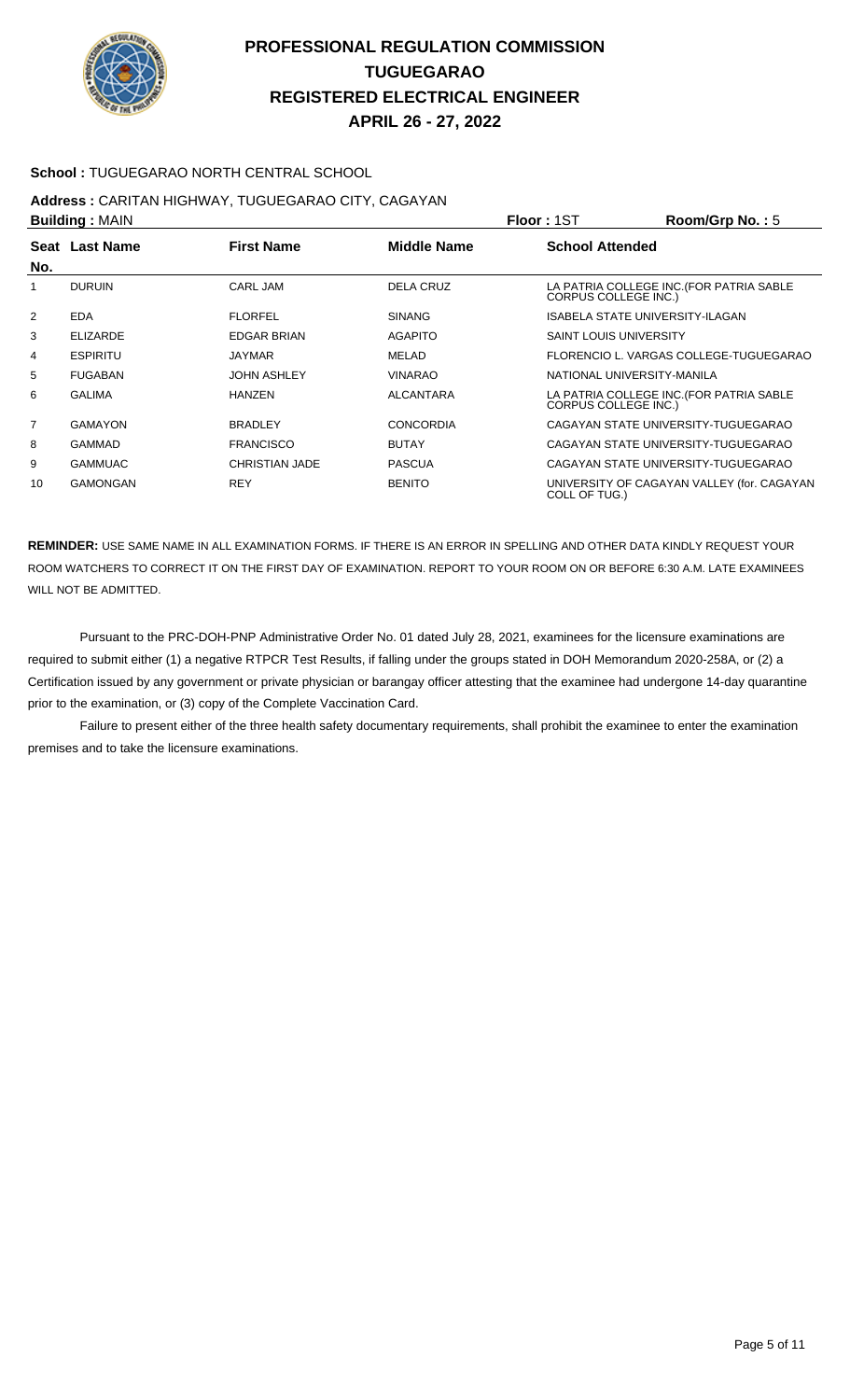# PROFESSIONAL REGULATION COMMISSION
## TUGUEGARAO
## REGISTERED ELECTRICAL ENGINEER
## APRIL 26 - 27, 2022

**School :** TUGUEGARAO NORTH CENTRAL SCHOOL

**Address :** CARITAN HIGHWAY, TUGUEGARAO CITY, CAGAYAN

**Building :** MAIN **Floor :** 1ST **Room/Grp No. :** 5

| Seat No. | Last Name | First Name | Middle Name | School Attended |
|---|---|---|---|---|
| 1 | DURUIN | CARL JAM | DELA CRUZ | LA PATRIA COLLEGE INC.(FOR PATRIA SABLE CORPUS COLLEGE INC.) |
| 2 | EDA | FLORFEL | SINANG | ISABELA STATE UNIVERSITY-ILAGAN |
| 3 | ELIZARDE | EDGAR BRIAN | AGAPITO | SAINT LOUIS UNIVERSITY |
| 4 | ESPIRITU | JAYMAR | MELAD | FLORENCIO L. VARGAS COLLEGE-TUGUEGARAO |
| 5 | FUGABAN | JOHN ASHLEY | VINARAO | NATIONAL UNIVERSITY-MANILA |
| 6 | GALIMA | HANZEN | ALCANTARA | LA PATRIA COLLEGE INC.(FOR PATRIA SABLE CORPUS COLLEGE INC.) |
| 7 | GAMAYON | BRADLEY | CONCORDIA | CAGAYAN STATE UNIVERSITY-TUGUEGARAO |
| 8 | GAMMAD | FRANCISCO | BUTAY | CAGAYAN STATE UNIVERSITY-TUGUEGARAO |
| 9 | GAMMUAC | CHRISTIAN JADE | PASCUA | CAGAYAN STATE UNIVERSITY-TUGUEGARAO |
| 10 | GAMONGAN | REY | BENITO | UNIVERSITY OF CAGAYAN VALLEY (for. CAGAYAN COLL OF TUG.) |

**REMINDER:** USE SAME NAME IN ALL EXAMINATION FORMS. IF THERE IS AN ERROR IN SPELLING AND OTHER DATA KINDLY REQUEST YOUR ROOM WATCHERS TO CORRECT IT ON THE FIRST DAY OF EXAMINATION. REPORT TO YOUR ROOM ON OR BEFORE 6:30 A.M. LATE EXAMINEES WILL NOT BE ADMITTED.

Pursuant to the PRC-DOH-PNP Administrative Order No. 01 dated July 28, 2021, examinees for the licensure examinations are required to submit either (1) a negative RTPCR Test Results, if falling under the groups stated in DOH Memorandum 2020-258A, or (2) a Certification issued by any government or private physician or barangay officer attesting that the examinee had undergone 14-day quarantine prior to the examination, or (3) copy of the Complete Vaccination Card.

Failure to present either of the three health safety documentary requirements, shall prohibit the examinee to enter the examination premises and to take the licensure examinations.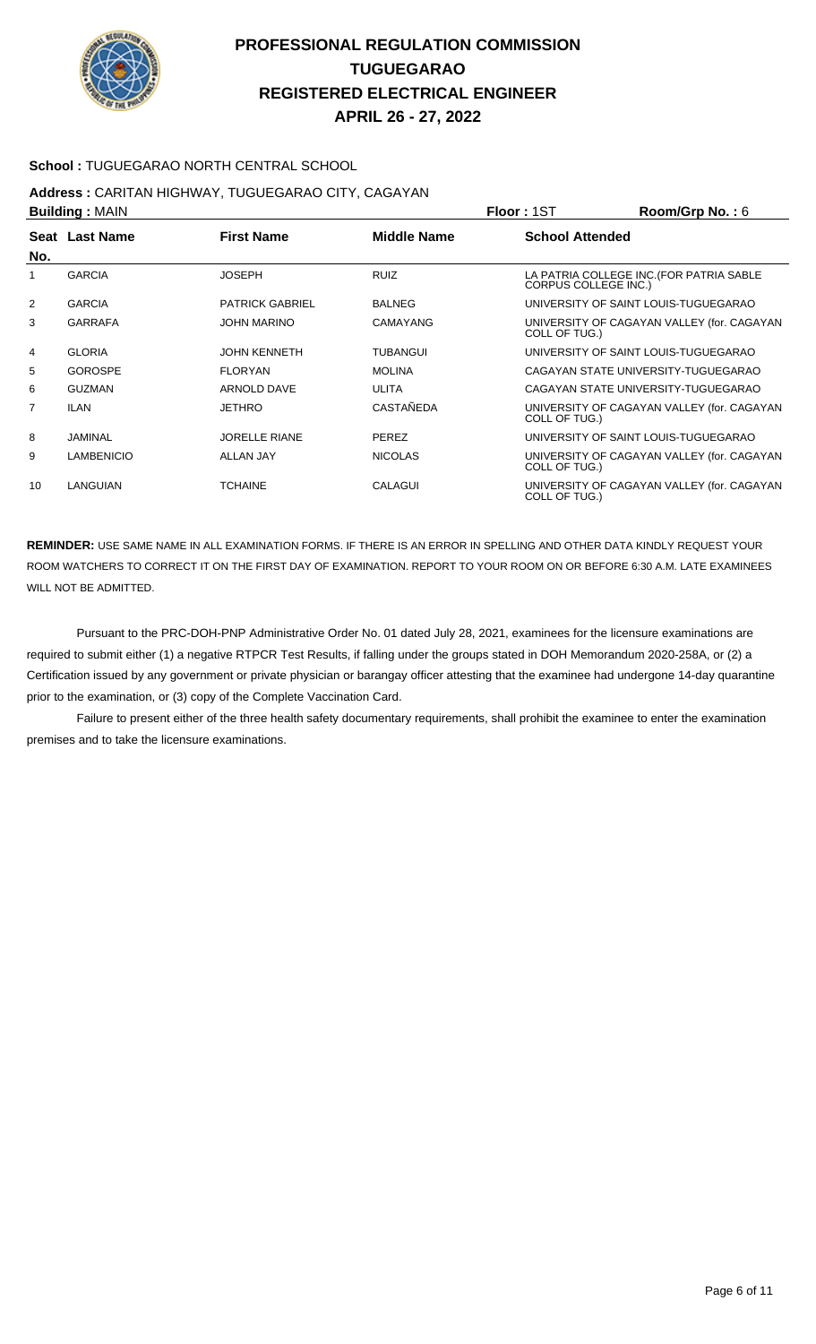# PROFESSIONAL REGULATION COMMISSION
# TUGUEGARAO
# REGISTERED ELECTRICAL ENGINEER
# APRIL 26 - 27, 2022

**School :** TUGUEGARAO NORTH CENTRAL SCHOOL

**Address :** CARITAN HIGHWAY, TUGUEGARAO CITY, CAGAYAN

**Building :** MAIN | **Floor :** 1ST | **Room/Grp No. :** 6

| Seat No. | Last Name | First Name | Middle Name | School Attended |
|---|---|---|---|---|
| 1 | GARCIA | JOSEPH | RUIZ | LA PATRIA COLLEGE INC.(FOR PATRIA SABLE CORPUS COLLEGE INC.) |
| 2 | GARCIA | PATRICK GABRIEL | BALNEG | UNIVERSITY OF SAINT LOUIS-TUGUEGARAO |
| 3 | GARRAFA | JOHN MARINO | CAMAYANG | UNIVERSITY OF CAGAYAN VALLEY (for. CAGAYAN COLL OF TUG.) |
| 4 | GLORIA | JOHN KENNETH | TUBANGUI | UNIVERSITY OF SAINT LOUIS-TUGUEGARAO |
| 5 | GOROSPE | FLORYAN | MOLINA | CAGAYAN STATE UNIVERSITY-TUGUEGARAO |
| 6 | GUZMAN | ARNOLD DAVE | ULITA | CAGAYAN STATE UNIVERSITY-TUGUEGARAO |
| 7 | ILAN | JETHRO | CASTAÑEDA | UNIVERSITY OF CAGAYAN VALLEY (for. CAGAYAN COLL OF TUG.) |
| 8 | JAMINAL | JORELLE RIANE | PEREZ | UNIVERSITY OF SAINT LOUIS-TUGUEGARAO |
| 9 | LAMBENICIO | ALLAN JAY | NICOLAS | UNIVERSITY OF CAGAYAN VALLEY (for. CAGAYAN COLL OF TUG.) |
| 10 | LANGUIAN | TCHAINE | CALAGUI | UNIVERSITY OF CAGAYAN VALLEY (for. CAGAYAN COLL OF TUG.) |

**REMINDER:** USE SAME NAME IN ALL EXAMINATION FORMS. IF THERE IS AN ERROR IN SPELLING AND OTHER DATA KINDLY REQUEST YOUR ROOM WATCHERS TO CORRECT IT ON THE FIRST DAY OF EXAMINATION. REPORT TO YOUR ROOM ON OR BEFORE 6:30 A.M. LATE EXAMINEES WILL NOT BE ADMITTED.

Pursuant to the PRC-DOH-PNP Administrative Order No. 01 dated July 28, 2021, examinees for the licensure examinations are required to submit either (1) a negative RTPCR Test Results, if falling under the groups stated in DOH Memorandum 2020-258A, or (2) a Certification issued by any government or private physician or barangay officer attesting that the examinee had undergone 14-day quarantine prior to the examination, or (3) copy of the Complete Vaccination Card.

Failure to present either of the three health safety documentary requirements, shall prohibit the examinee to enter the examination premises and to take the licensure examinations.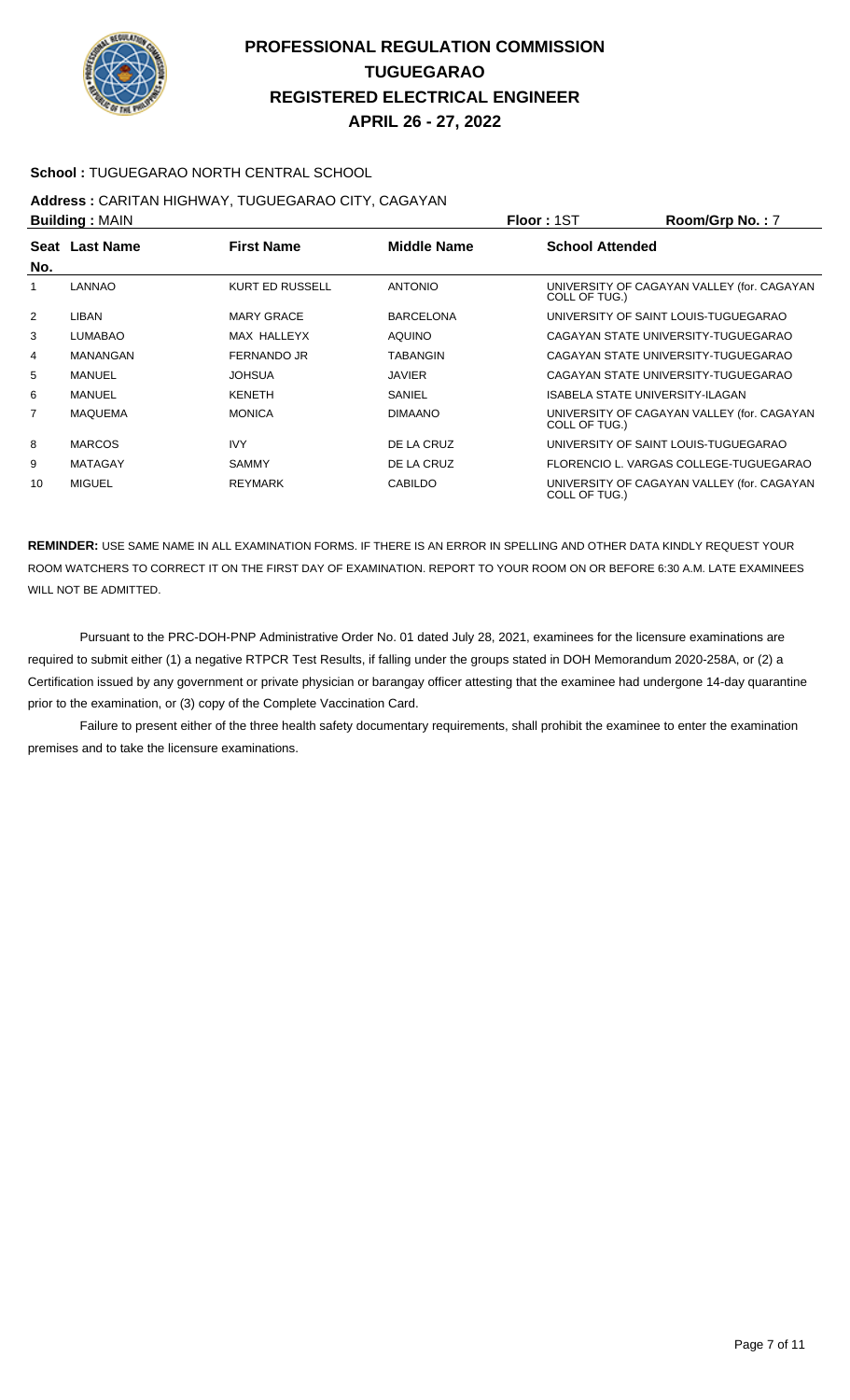# PROFESSIONAL REGULATION COMMISSION
# TUGUEGARAO
# REGISTERED ELECTRICAL ENGINEER
# APRIL 26 - 27, 2022

**School :** TUGUEGARAO NORTH CENTRAL SCHOOL

**Address :** CARITAN HIGHWAY, TUGUEGARAO CITY, CAGAYAN

**Building :** MAIN **Floor :** 1ST **Room/Grp No. :** 7

| Seat No. | Last Name | First Name | Middle Name | School Attended |
|---|---|---|---|---|
| 1 | LANNAO | KURT ED RUSSELL | ANTONIO | UNIVERSITY OF CAGAYAN VALLEY (for. CAGAYAN COLL OF TUG.) |
| 2 | LIBAN | MARY GRACE | BARCELONA | UNIVERSITY OF SAINT LOUIS-TUGUEGARAO |
| 3 | LUMABAO | MAX HALLEYX | AQUINO | CAGAYAN STATE UNIVERSITY-TUGUEGARAO |
| 4 | MANANGAN | FERNANDO JR | TABANGIN | CAGAYAN STATE UNIVERSITY-TUGUEGARAO |
| 5 | MANUEL | JOHSUA | JAVIER | CAGAYAN STATE UNIVERSITY-TUGUEGARAO |
| 6 | MANUEL | KENETH | SANIEL | ISABELA STATE UNIVERSITY-ILAGAN |
| 7 | MAQUEMA | MONICA | DIMAANO | UNIVERSITY OF CAGAYAN VALLEY (for. CAGAYAN COLL OF TUG.) |
| 8 | MARCOS | IVY | DE LA CRUZ | UNIVERSITY OF SAINT LOUIS-TUGUEGARAO |
| 9 | MATAGAY | SAMMY | DE LA CRUZ | FLORENCIO L. VARGAS COLLEGE-TUGUEGARAO |
| 10 | MIGUEL | REYMARK | CABILDO | UNIVERSITY OF CAGAYAN VALLEY (for. CAGAYAN COLL OF TUG.) |

**REMINDER:** USE SAME NAME IN ALL EXAMINATION FORMS. IF THERE IS AN ERROR IN SPELLING AND OTHER DATA KINDLY REQUEST YOUR ROOM WATCHERS TO CORRECT IT ON THE FIRST DAY OF EXAMINATION. REPORT TO YOUR ROOM ON OR BEFORE 6:30 A.M. LATE EXAMINEES WILL NOT BE ADMITTED.

Pursuant to the PRC-DOH-PNP Administrative Order No. 01 dated July 28, 2021, examinees for the licensure examinations are required to submit either (1) a negative RTPCR Test Results, if falling under the groups stated in DOH Memorandum 2020-258A, or (2) a Certification issued by any government or private physician or barangay officer attesting that the examinee had undergone 14-day quarantine prior to the examination, or (3) copy of the Complete Vaccination Card.

Failure to present either of the three health safety documentary requirements, shall prohibit the examinee to enter the examination premises and to take the licensure examinations.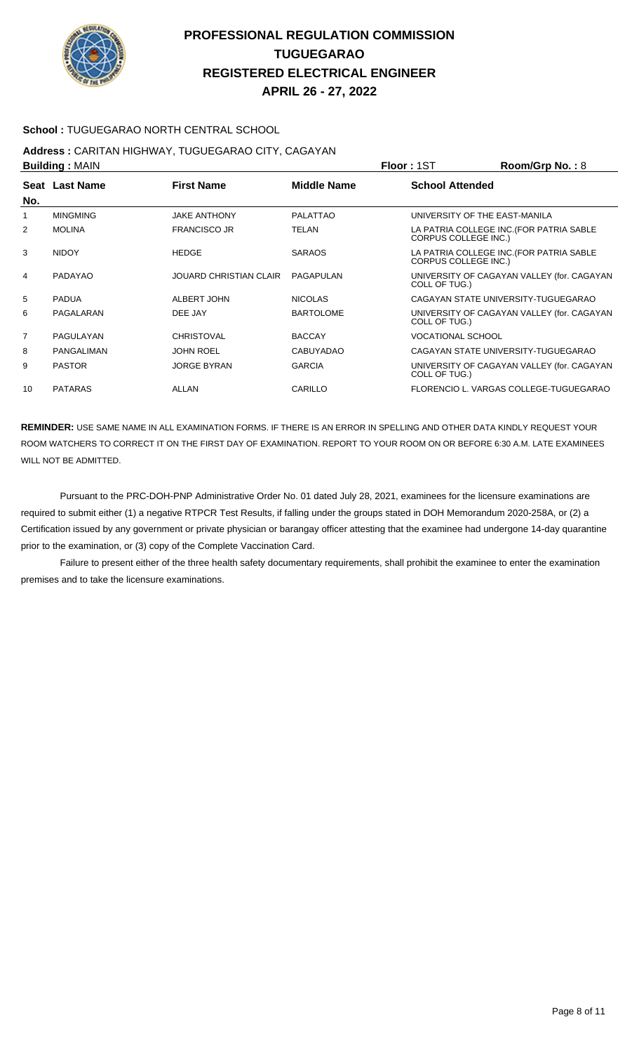# PROFESSIONAL REGULATION COMMISSION
## TUGUEGARAO
## REGISTERED ELECTRICAL ENGINEER
## APRIL 26 - 27, 2022

**School :** TUGUEGARAO NORTH CENTRAL SCHOOL

**Address :** CARITAN HIGHWAY, TUGUEGARAO CITY, CAGAYAN

**Building :** MAIN **Floor :** 1ST **Room/Grp No. :** 8

| Seat No. | Last Name | First Name | Middle Name | School Attended |
|---|---|---|---|---|
| 1 | MINGMING | JAKE ANTHONY | PALATTAO | UNIVERSITY OF THE EAST-MANILA |
| 2 | MOLINA | FRANCISCO JR | TELAN | LA PATRIA COLLEGE INC.(FOR PATRIA SABLE CORPUS COLLEGE INC.) |
| 3 | NIDOY | HEDGE | SARAOS | LA PATRIA COLLEGE INC.(FOR PATRIA SABLE CORPUS COLLEGE INC.) |
| 4 | PADAYAO | JOUARD CHRISTIAN CLAIR | PAGAPULAN | UNIVERSITY OF CAGAYAN VALLEY (for. CAGAYAN COLL OF TUG.) |
| 5 | PADUA | ALBERT JOHN | NICOLAS | CAGAYAN STATE UNIVERSITY-TUGUEGARAO |
| 6 | PAGALARAN | DEE JAY | BARTOLOME | UNIVERSITY OF CAGAYAN VALLEY (for. CAGAYAN COLL OF TUG.) |
| 7 | PAGULAYAN | CHRISTOVAL | BACCAY | VOCATIONAL SCHOOL |
| 8 | PANGALIMAN | JOHN ROEL | CABUYADAO | CAGAYAN STATE UNIVERSITY-TUGUEGARAO |
| 9 | PASTOR | JORGE BYRAN | GARCIA | UNIVERSITY OF CAGAYAN VALLEY (for. CAGAYAN COLL OF TUG.) |
| 10 | PATARAS | ALLAN | CARILLO | FLORENCIO L. VARGAS COLLEGE-TUGUEGARAO |

**REMINDER:** USE SAME NAME IN ALL EXAMINATION FORMS. IF THERE IS AN ERROR IN SPELLING AND OTHER DATA KINDLY REQUEST YOUR ROOM WATCHERS TO CORRECT IT ON THE FIRST DAY OF EXAMINATION. REPORT TO YOUR ROOM ON OR BEFORE 6:30 A.M. LATE EXAMINEES WILL NOT BE ADMITTED.

Pursuant to the PRC-DOH-PNP Administrative Order No. 01 dated July 28, 2021, examinees for the licensure examinations are required to submit either (1) a negative RTPCR Test Results, if falling under the groups stated in DOH Memorandum 2020-258A, or (2) a Certification issued by any government or private physician or barangay officer attesting that the examinee had undergone 14-day quarantine prior to the examination, or (3) copy of the Complete Vaccination Card.

Failure to present either of the three health safety documentary requirements, shall prohibit the examinee to enter the examination premises and to take the licensure examinations.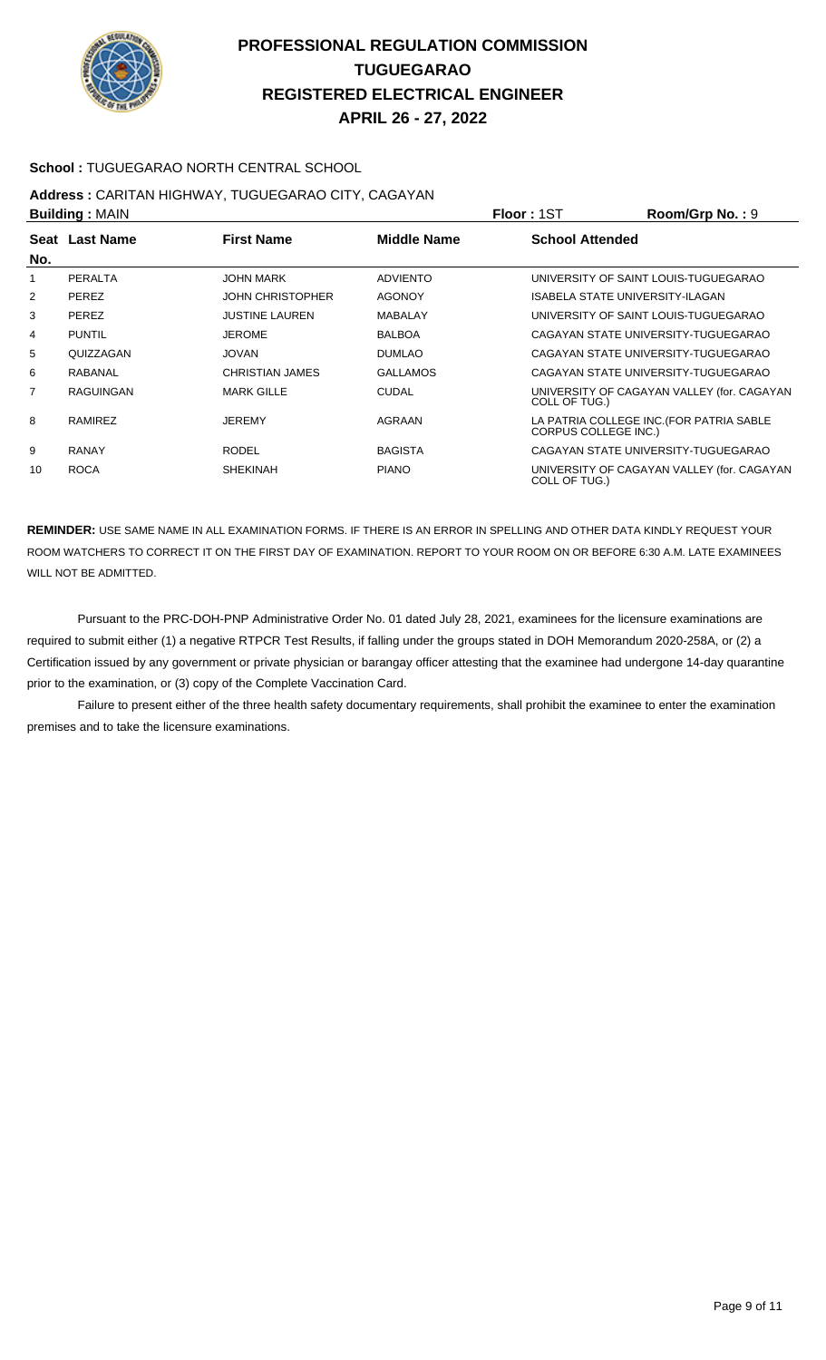# PROFESSIONAL REGULATION COMMISSION
# TUGUEGARAO
# REGISTERED ELECTRICAL ENGINEER
# APRIL 26 - 27, 2022

**School :** TUGUEGARAO NORTH CENTRAL SCHOOL

**Address :** CARITAN HIGHWAY, TUGUEGARAO CITY, CAGAYAN

**Building :** MAIN | **Floor :** 1ST | **Room/Grp No. :** 9

| Seat No. | Last Name | First Name | Middle Name | School Attended |
|---|---|---|---|---|
| 1 | PERALTA | JOHN MARK | ADVIENTO | UNIVERSITY OF SAINT LOUIS-TUGUEGARAO |
| 2 | PEREZ | JOHN CHRISTOPHER | AGONOY | ISABELA STATE UNIVERSITY-ILAGAN |
| 3 | PEREZ | JUSTINE LAUREN | MABALAY | UNIVERSITY OF SAINT LOUIS-TUGUEGARAO |
| 4 | PUNTIL | JEROME | BALBOA | CAGAYAN STATE UNIVERSITY-TUGUEGARAO |
| 5 | QUIZZAGAN | JOVAN | DUMLAO | CAGAYAN STATE UNIVERSITY-TUGUEGARAO |
| 6 | RABANAL | CHRISTIAN JAMES | GALLAMOS | CAGAYAN STATE UNIVERSITY-TUGUEGARAO |
| 7 | RAGUINGAN | MARK GILLE | CUDAL | UNIVERSITY OF CAGAYAN VALLEY (for. CAGAYAN COLL OF TUG.) |
| 8 | RAMIREZ | JEREMY | AGRAAN | LA PATRIA COLLEGE INC.(FOR PATRIA SABLE CORPUS COLLEGE INC.) |
| 9 | RANAY | RODEL | BAGISTA | CAGAYAN STATE UNIVERSITY-TUGUEGARAO |
| 10 | ROCA | SHEKINAH | PIANO | UNIVERSITY OF CAGAYAN VALLEY (for. CAGAYAN COLL OF TUG.) |

**REMINDER:** USE SAME NAME IN ALL EXAMINATION FORMS. IF THERE IS AN ERROR IN SPELLING AND OTHER DATA KINDLY REQUEST YOUR ROOM WATCHERS TO CORRECT IT ON THE FIRST DAY OF EXAMINATION. REPORT TO YOUR ROOM ON OR BEFORE 6:30 A.M. LATE EXAMINEES WILL NOT BE ADMITTED.

Pursuant to the PRC-DOH-PNP Administrative Order No. 01 dated July 28, 2021, examinees for the licensure examinations are required to submit either (1) a negative RTPCR Test Results, if falling under the groups stated in DOH Memorandum 2020-258A, or (2) a Certification issued by any government or private physician or barangay officer attesting that the examinee had undergone 14-day quarantine prior to the examination, or (3) copy of the Complete Vaccination Card.

Failure to present either of the three health safety documentary requirements, shall prohibit the examinee to enter the examination premises and to take the licensure examinations.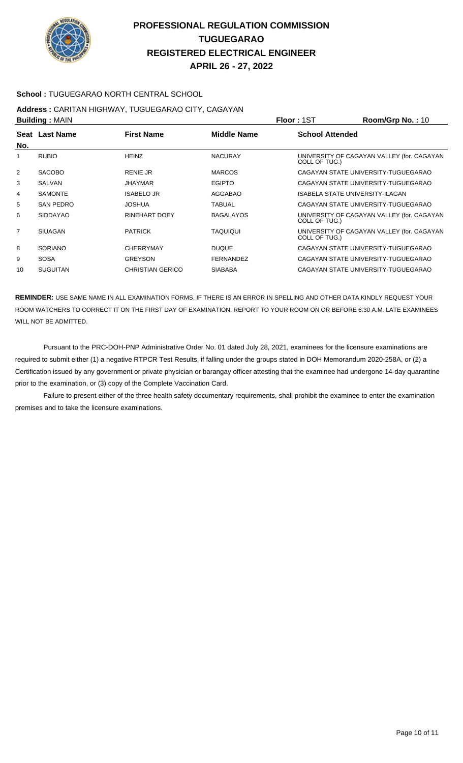# PROFESSIONAL REGULATION COMMISSION
# TUGUEGARAO
# REGISTERED ELECTRICAL ENGINEER
# APRIL 26 - 27, 2022

**School :** TUGUEGARAO NORTH CENTRAL SCHOOL

**Address :** CARITAN HIGHWAY, TUGUEGARAO CITY, CAGAYAN

**Building :** MAIN **Floor :** 1ST **Room/Grp No. :** 10

| Seat No. | Last Name | First Name | Middle Name | School Attended |
|---|---|---|---|---|
| 1 | RUBIO | HEINZ | NACURAY | UNIVERSITY OF CAGAYAN VALLEY (for. CAGAYAN COLL OF TUG.) |
| 2 | SACOBO | RENIE JR | MARCOS | CAGAYAN STATE UNIVERSITY-TUGUEGARAO |
| 3 | SALVAN | JHAYMAR | EGIPTO | CAGAYAN STATE UNIVERSITY-TUGUEGARAO |
| 4 | SAMONTE | ISABELO JR | AGGABAO | ISABELA STATE UNIVERSITY-ILAGAN |
| 5 | SAN PEDRO | JOSHUA | TABUAL | CAGAYAN STATE UNIVERSITY-TUGUEGARAO |
| 6 | SIDDAYAO | RINEHART DOEY | BAGALAYOS | UNIVERSITY OF CAGAYAN VALLEY (for. CAGAYAN COLL OF TUG.) |
| 7 | SIUAGAN | PATRICK | TAQUIQUI | UNIVERSITY OF CAGAYAN VALLEY (for. CAGAYAN COLL OF TUG.) |
| 8 | SORIANO | CHERRYMAY | DUQUE | CAGAYAN STATE UNIVERSITY-TUGUEGARAO |
| 9 | SOSA | GREYSON | FERNANDEZ | CAGAYAN STATE UNIVERSITY-TUGUEGARAO |
| 10 | SUGUITAN | CHRISTIAN GERICO | SIABABA | CAGAYAN STATE UNIVERSITY-TUGUEGARAO |

**REMINDER:** USE SAME NAME IN ALL EXAMINATION FORMS. IF THERE IS AN ERROR IN SPELLING AND OTHER DATA KINDLY REQUEST YOUR ROOM WATCHERS TO CORRECT IT ON THE FIRST DAY OF EXAMINATION. REPORT TO YOUR ROOM ON OR BEFORE 6:30 A.M. LATE EXAMINEES WILL NOT BE ADMITTED.

Pursuant to the PRC-DOH-PNP Administrative Order No. 01 dated July 28, 2021, examinees for the licensure examinations are required to submit either (1) a negative RTPCR Test Results, if falling under the groups stated in DOH Memorandum 2020-258A, or (2) a Certification issued by any government or private physician or barangay officer attesting that the examinee had undergone 14-day quarantine prior to the examination, or (3) copy of the Complete Vaccination Card.

Failure to present either of the three health safety documentary requirements, shall prohibit the examinee to enter the examination premises and to take the licensure examinations.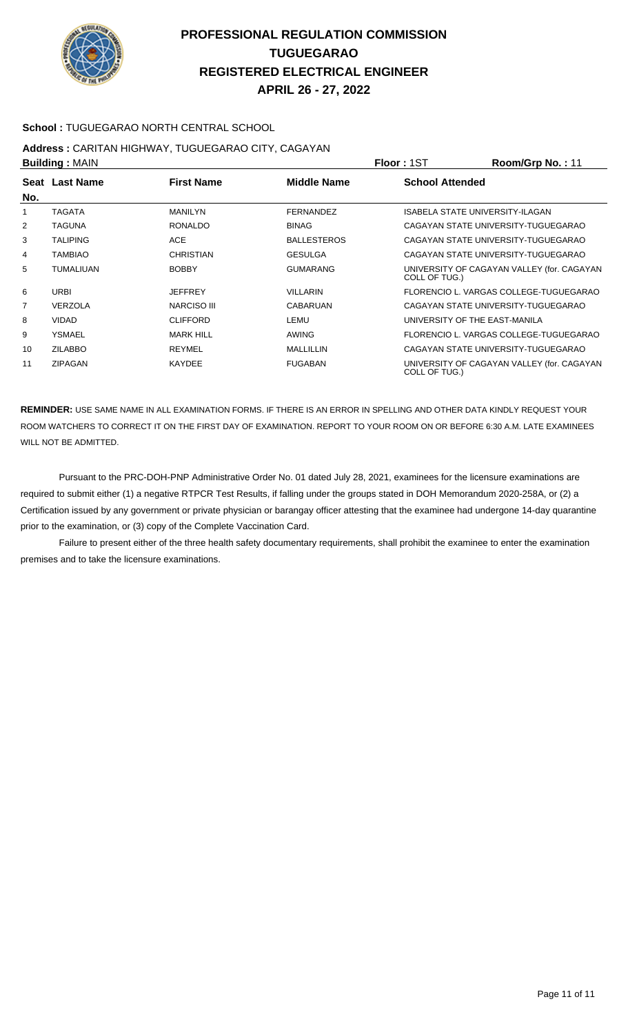# PROFESSIONAL REGULATION COMMISSION
# TUGUEGARAO
# REGISTERED ELECTRICAL ENGINEER
# APRIL 26 - 27, 2022

**School :** TUGUEGARAO NORTH CENTRAL SCHOOL

**Address :** CARITAN HIGHWAY, TUGUEGARAO CITY, CAGAYAN

**Building :** MAIN **Floor :** 1ST **Room/Grp No. :** 11

| Seat No. | Last Name | First Name | Middle Name | School Attended |
|---|---|---|---|---|
| 1 | TAGATA | MANILYN | FERNANDEZ | ISABELA STATE UNIVERSITY-ILAGAN |
| 2 | TAGUNA | RONALDO | BINAG | CAGAYAN STATE UNIVERSITY-TUGUEGARAO |
| 3 | TALIPING | ACE | BALLESTEROS | CAGAYAN STATE UNIVERSITY-TUGUEGARAO |
| 4 | TAMBIAO | CHRISTIAN | GESULGA | CAGAYAN STATE UNIVERSITY-TUGUEGARAO |
| 5 | TUMALIUAN | BOBBY | GUMARANG | UNIVERSITY OF CAGAYAN VALLEY (for. CAGAYAN COLL OF TUG.) |
| 6 | URBI | JEFFREY | VILLARIN | FLORENCIO L. VARGAS COLLEGE-TUGUEGARAO |
| 7 | VERZOLA | NARCISO III | CABARUAN | CAGAYAN STATE UNIVERSITY-TUGUEGARAO |
| 8 | VIDAD | CLIFFORD | LEMU | UNIVERSITY OF THE EAST-MANILA |
| 9 | YSMAEL | MARK HILL | AWING | FLORENCIO L. VARGAS COLLEGE-TUGUEGARAO |
| 10 | ZILABBO | REYMEL | MALLILLIN | CAGAYAN STATE UNIVERSITY-TUGUEGARAO |
| 11 | ZIPAGAN | KAYDEE | FUGABAN | UNIVERSITY OF CAGAYAN VALLEY (for. CAGAYAN COLL OF TUG.) |

**REMINDER:** USE SAME NAME IN ALL EXAMINATION FORMS. IF THERE IS AN ERROR IN SPELLING AND OTHER DATA KINDLY REQUEST YOUR ROOM WATCHERS TO CORRECT IT ON THE FIRST DAY OF EXAMINATION. REPORT TO YOUR ROOM ON OR BEFORE 6:30 A.M. LATE EXAMINEES WILL NOT BE ADMITTED.

Pursuant to the PRC-DOH-PNP Administrative Order No. 01 dated July 28, 2021, examinees for the licensure examinations are required to submit either (1) a negative RTPCR Test Results, if falling under the groups stated in DOH Memorandum 2020-258A, or (2) a Certification issued by any government or private physician or barangay officer attesting that the examinee had undergone 14-day quarantine prior to the examination, or (3) copy of the Complete Vaccination Card.

Failure to present either of the three health safety documentary requirements, shall prohibit the examinee to enter the examination premises and to take the licensure examinations.